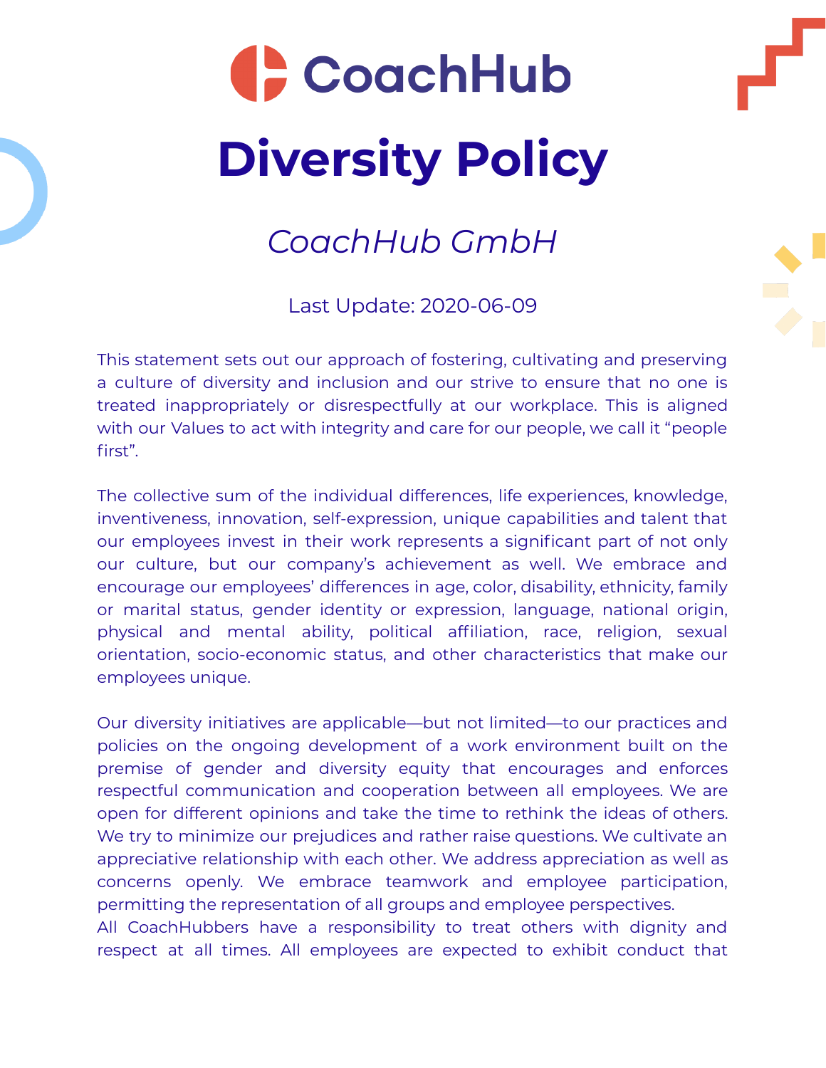CoachHub

# Diversity Policy

## *CoachHub GmbH*

Last Update: 2020-06-09

This statement sets out our approach of fostering, cultivating and preserving a culture of diversity and inclusion and our strive to ensure that no one is treated inappropriately or disrespectfully at our workplace. This is aligned with our Values to act with integrity and care for our people, we call it "people first".

The collective sum of the individual differences, life experiences, knowledge, inventiveness, innovation, self-expression, unique capabilities and talent that our employees invest in their work represents a significant part of not only our culture, but our company's achievement as well. We embrace and encourage our employees' differences in age, color, disability, ethnicity, family or marital status, gender identity or expression, language, national origin, physical and mental ability, political affiliation, race, religion, sexual orientation, socio-economic status, and other characteristics that make our employees unique.

Our diversity initiatives are applicable—but not limited—to our practices and policies on the ongoing development of a work environment built on the premise of gender and diversity equity that encourages and enforces respectful communication and cooperation between all employees. We are open for different opinions and take the time to rethink the ideas of others. We try to minimize our prejudices and rather raise questions. We cultivate an appreciative relationship with each other. We address appreciation as well as concerns openly. We embrace teamwork and employee participation, permitting the representation of all groups and employee perspectives.
All CoachHubbers have a responsibility to treat others with dignity and respect at all times. All employees are expected to exhibit conduct that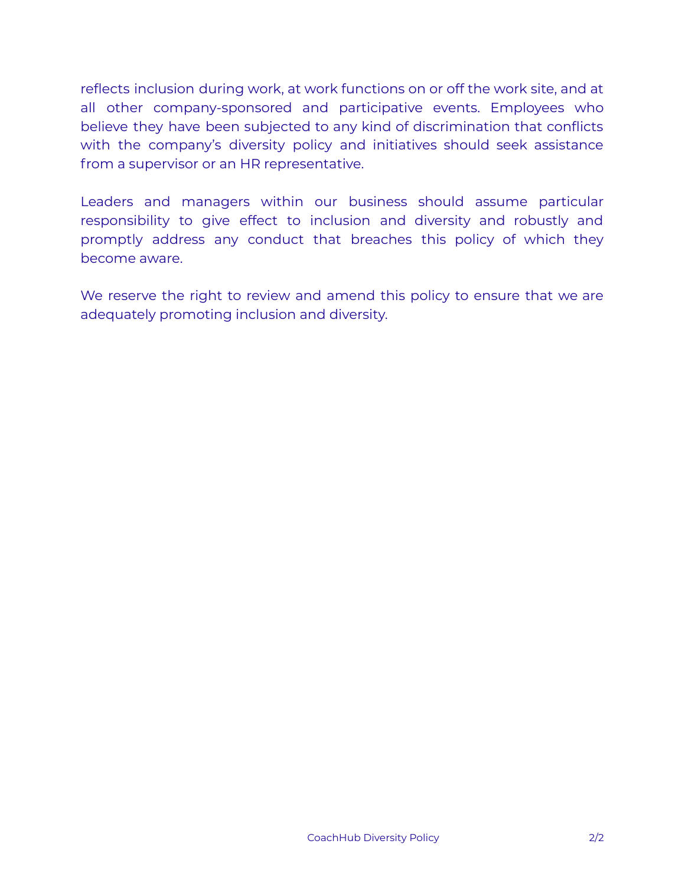reflects inclusion during work, at work functions on or off the work site, and at all other company-sponsored and participative events. Employees who believe they have been subjected to any kind of discrimination that conflicts with the company's diversity policy and initiatives should seek assistance from a supervisor or an HR representative.

Leaders and managers within our business should assume particular responsibility to give effect to inclusion and diversity and robustly and promptly address any conduct that breaches this policy of which they become aware.

We reserve the right to review and amend this policy to ensure that we are adequately promoting inclusion and diversity.